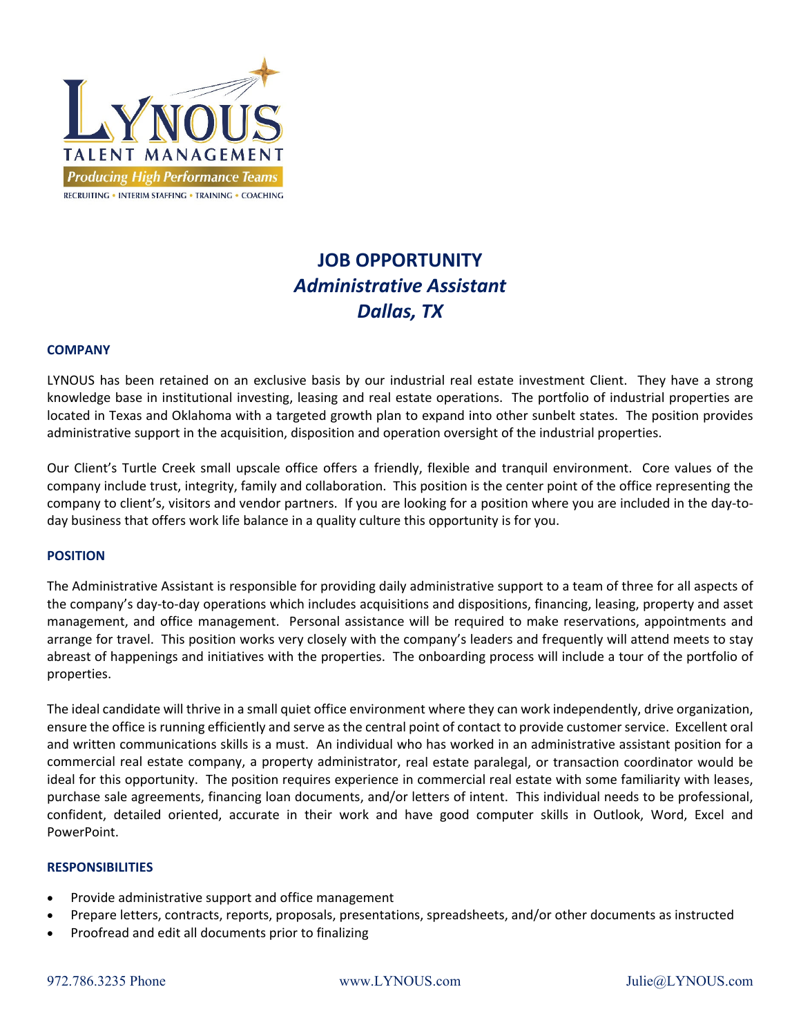LYNOUS

TALENT MANAGEMENT

*Producing High Performance Teams*

RECRUITING • INTERIM STAFFING • TRAINING • COACHING

# JOB OPPORTUNITY
## *Administrative Assistant*
## *Dallas, TX*

### COMPANY

LYNOUS has been retained on an exclusive basis by our industrial real estate investment Client. They have a strong knowledge base in institutional investing, leasing and real estate operations. The portfolio of industrial properties are located in Texas and Oklahoma with a targeted growth plan to expand into other sunbelt states. The position provides administrative support in the acquisition, disposition and operation oversight of the industrial properties.

Our Client's Turtle Creek small upscale office offers a friendly, flexible and tranquil environment. Core values of the company include trust, integrity, family and collaboration. This position is the center point of the office representing the company to client's, visitors and vendor partners. If you are looking for a position where you are included in the day-to-day business that offers work life balance in a quality culture this opportunity is for you.

### POSITION

The Administrative Assistant is responsible for providing daily administrative support to a team of three for all aspects of the company's day-to-day operations which includes acquisitions and dispositions, financing, leasing, property and asset management, and office management. Personal assistance will be required to make reservations, appointments and arrange for travel. This position works very closely with the company's leaders and frequently will attend meets to stay abreast of happenings and initiatives with the properties. The onboarding process will include a tour of the portfolio of properties.

The ideal candidate will thrive in a small quiet office environment where they can work independently, drive organization, ensure the office is running efficiently and serve as the central point of contact to provide customer service. Excellent oral and written communications skills is a must. An individual who has worked in an administrative assistant position for a commercial real estate company, a property administrator, real estate paralegal, or transaction coordinator would be ideal for this opportunity. The position requires experience in commercial real estate with some familiarity with leases, purchase sale agreements, financing loan documents, and/or letters of intent. This individual needs to be professional, confident, detailed oriented, accurate in their work and have good computer skills in Outlook, Word, Excel and PowerPoint.

### RESPONSIBILITIES

- Provide administrative support and office management
- Prepare letters, contracts, reports, proposals, presentations, spreadsheets, and/or other documents as instructed
- Proofread and edit all documents prior to finalizing

972.786.3235 Phone www.LYNOUS.com Julie@LYNOUS.com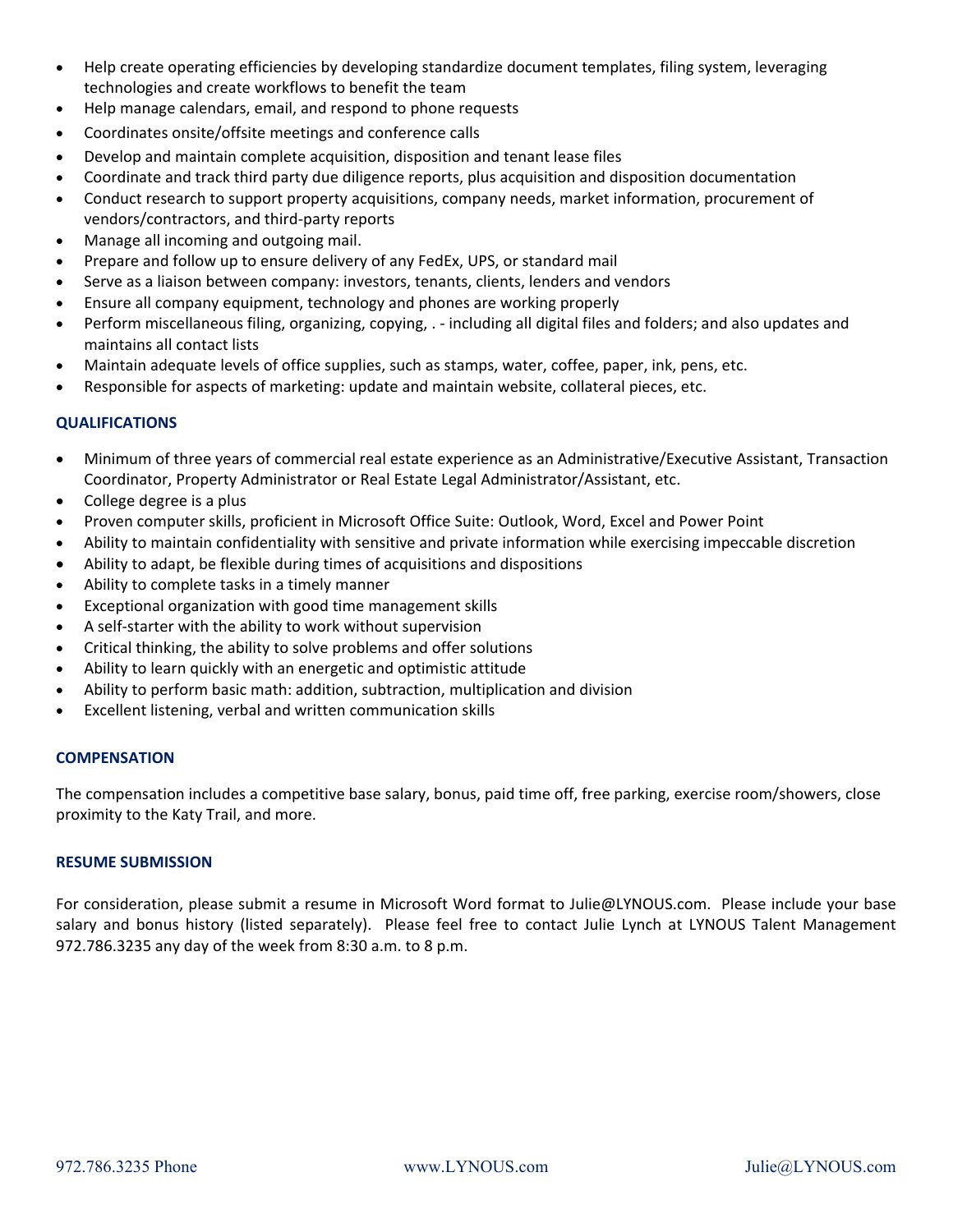- Help create operating efficiencies by developing standardize document templates, filing system, leveraging technologies and create workflows to benefit the team
- Help manage calendars, email, and respond to phone requests
- Coordinates onsite/offsite meetings and conference calls
- Develop and maintain complete acquisition, disposition and tenant lease files
- Coordinate and track third party due diligence reports, plus acquisition and disposition documentation
- Conduct research to support property acquisitions, company needs, market information, procurement of vendors/contractors, and third-party reports
- Manage all incoming and outgoing mail.
- Prepare and follow up to ensure delivery of any FedEx, UPS, or standard mail
- Serve as a liaison between company: investors, tenants, clients, lenders and vendors
- Ensure all company equipment, technology and phones are working properly
- Perform miscellaneous filing, organizing, copying, . - including all digital files and folders; and also updates and maintains all contact lists
- Maintain adequate levels of office supplies, such as stamps, water, coffee, paper, ink, pens, etc.
- Responsible for aspects of marketing: update and maintain website, collateral pieces, etc.

**QUALIFICATIONS**

- Minimum of three years of commercial real estate experience as an Administrative/Executive Assistant, Transaction Coordinator, Property Administrator or Real Estate Legal Administrator/Assistant, etc.
- College degree is a plus
- Proven computer skills, proficient in Microsoft Office Suite: Outlook, Word, Excel and Power Point
- Ability to maintain confidentiality with sensitive and private information while exercising impeccable discretion
- Ability to adapt, be flexible during times of acquisitions and dispositions
- Ability to complete tasks in a timely manner
- Exceptional organization with good time management skills
- A self-starter with the ability to work without supervision
- Critical thinking, the ability to solve problems and offer solutions
- Ability to learn quickly with an energetic and optimistic attitude
- Ability to perform basic math: addition, subtraction, multiplication and division
- Excellent listening, verbal and written communication skills

**COMPENSATION**

The compensation includes a competitive base salary, bonus, paid time off, free parking, exercise room/showers, close proximity to the Katy Trail, and more.

**RESUME SUBMISSION**

For consideration, please submit a resume in Microsoft Word format to Julie@LYNOUS.com. Please include your base salary and bonus history (listed separately). Please feel free to contact Julie Lynch at LYNOUS Talent Management 972.786.3235 any day of the week from 8:30 a.m. to 8 p.m.